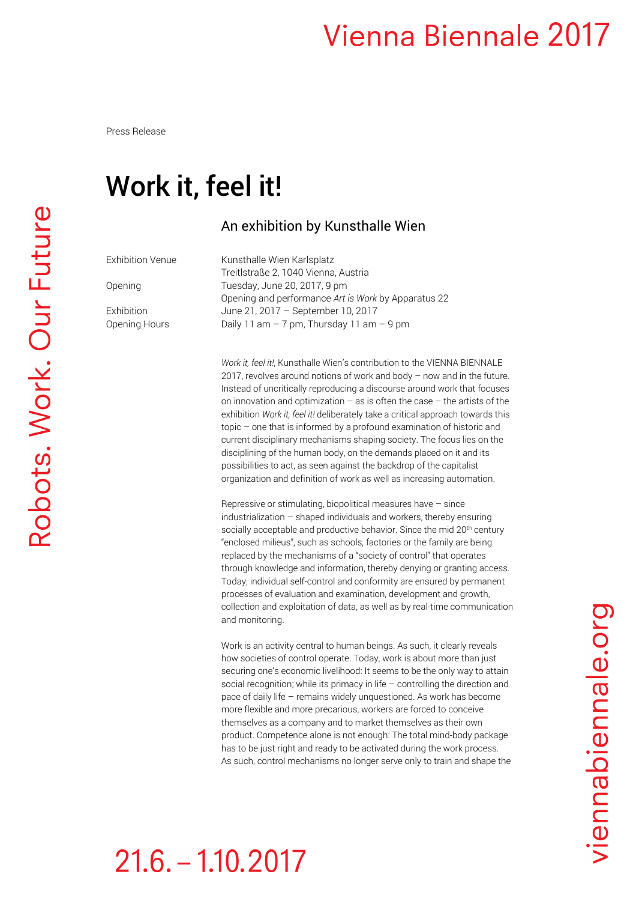Press Release

# Work it, feel it!

## An exhibition by Kunsthalle Wien

| | |
|---|---|
| Exhibition Venue | Kunsthalle Wien Karlsplatz<br>Treitlstraße 2, 1040 Vienna, Austria |
| Opening | Tuesday, June 20, 2017, 9 pm<br>Opening and performance *Art is Work* by Apparatus 22 |
| Exhibition | June 21, 2017 – September 10, 2017 |
| Opening Hours | Daily 11 am – 7 pm, Thursday 11 am – 9 pm |

*Work it, feel it!*, Kunsthalle Wien's contribution to the VIENNA BIENNALE 2017, revolves around notions of work and body – now and in the future. Instead of uncritically reproducing a discourse around work that focuses on innovation and optimization – as is often the case – the artists of the exhibition *Work it, feel it!* deliberately take a critical approach towards this topic – one that is informed by a profound examination of historic and current disciplinary mechanisms shaping society. The focus lies on the disciplining of the human body, on the demands placed on it and its possibilities to act, as seen against the backdrop of the capitalist organization and definition of work as well as increasing automation.

Repressive or stimulating, biopolitical measures have – since industrialization – shaped individuals and workers, thereby ensuring socially acceptable and productive behavior. Since the mid 20th century "enclosed milieus", such as schools, factories or the family are being replaced by the mechanisms of a "society of control" that operates through knowledge and information, thereby denying or granting access. Today, individual self-control and conformity are ensured by permanent processes of evaluation and examination, development and growth, collection and exploitation of data, as well as by real-time communication and monitoring.

Work is an activity central to human beings. As such, it clearly reveals how societies of control operate. Today, work is about more than just securing one's economic livelihood: It seems to be the only way to attain social recognition; while its primacy in life – controlling the direction and pace of daily life – remains widely unquestioned. As work has become more flexible and more precarious, workers are forced to conceive themselves as a company and to market themselves as their own product. Competence alone is not enough: The total mind-body package has to be just right and ready to be activated during the work process. As such, control mechanisms no longer serve only to train and shape the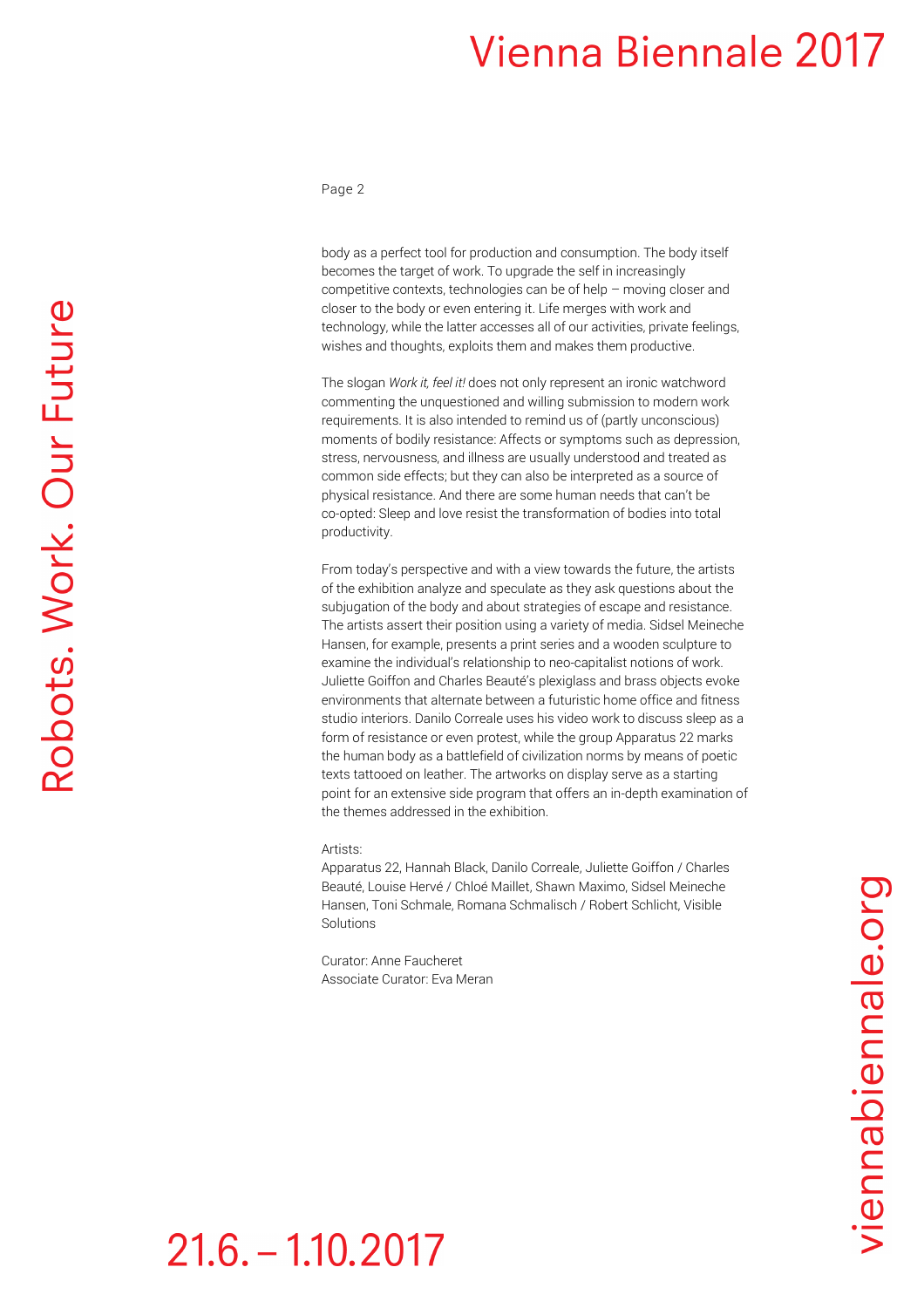body as a perfect tool for production and consumption. The body itself becomes the target of work. To upgrade the self in increasingly competitive contexts, technologies can be of help – moving closer and closer to the body or even entering it. Life merges with work and technology, while the latter accesses all of our activities, private feelings, wishes and thoughts, exploits them and makes them productive.

The slogan *Work it, feel it!* does not only represent an ironic watchword commenting the unquestioned and willing submission to modern work requirements. It is also intended to remind us of (partly unconscious) moments of bodily resistance: Affects or symptoms such as depression, stress, nervousness, and illness are usually understood and treated as common side effects; but they can also be interpreted as a source of physical resistance. And there are some human needs that can't be co-opted: Sleep and love resist the transformation of bodies into total productivity.

From today's perspective and with a view towards the future, the artists of the exhibition analyze and speculate as they ask questions about the subjugation of the body and about strategies of escape and resistance. The artists assert their position using a variety of media. Sidsel Meineche Hansen, for example, presents a print series and a wooden sculpture to examine the individual's relationship to neo-capitalist notions of work. Juliette Goiffon and Charles Beauté's plexiglass and brass objects evoke environments that alternate between a futuristic home office and fitness studio interiors. Danilo Correale uses his video work to discuss sleep as a form of resistance or even protest, while the group Apparatus 22 marks the human body as a battlefield of civilization norms by means of poetic texts tattooed on leather. The artworks on display serve as a starting point for an extensive side program that offers an in-depth examination of the themes addressed in the exhibition.

Artists:
Apparatus 22, Hannah Black, Danilo Correale, Juliette Goiffon / Charles Beauté, Louise Hervé / Chloé Maillet, Shawn Maximo, Sidsel Meineche Hansen, Toni Schmale, Romana Schmalisch / Robert Schlicht, Visible Solutions

Curator: Anne Faucheret
Associate Curator: Eva Meran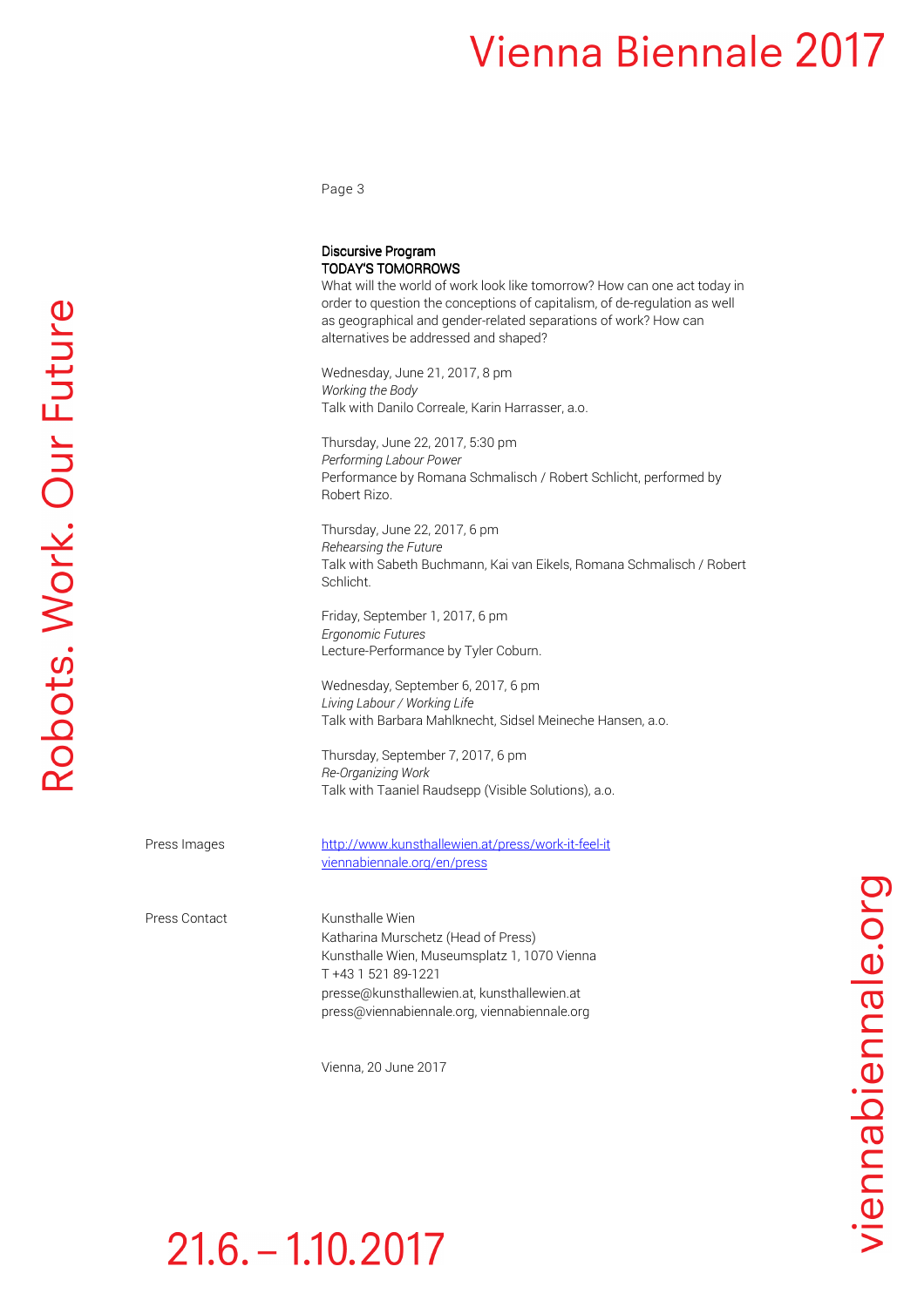## Discursive Program

### TODAY'S TOMORROWS

What will the world of work look like tomorrow? How can one act today in order to question the conceptions of capitalism, of de-regulation as well as geographical and gender-related separations of work? How can alternatives be addressed and shaped?

Wednesday, June 21, 2017, 8 pm
*Working the Body*
Talk with Danilo Correale, Karin Harrasser, a.o.

Thursday, June 22, 2017, 5:30 pm
*Performing Labour Power*
Performance by Romana Schmalisch / Robert Schlicht, performed by Robert Rizo.

Thursday, June 22, 2017, 6 pm
*Rehearsing the Future*
Talk with Sabeth Buchmann, Kai van Eikels, Romana Schmalisch / Robert Schlicht.

Friday, September 1, 2017, 6 pm
*Ergonomic Futures*
Lecture-Performance by Tyler Coburn.

Wednesday, September 6, 2017, 6 pm
*Living Labour / Working Life*
Talk with Barbara Mahlknecht, Sidsel Meineche Hansen, a.o.

Thursday, September 7, 2017, 6 pm
*Re-Organizing Work*
Talk with Taaniel Raudsepp (Visible Solutions), a.o.

Press Images

http://www.kunsthallewien.at/press/work-it-feel-it
viennabiennale.org/en/press

Press Contact

Kunsthalle Wien
Katharina Murschetz (Head of Press)
Kunsthalle Wien, Museumsplatz 1, 1070 Vienna
T +43 1 521 89-1221
presse@kunsthallewien.at, kunsthallewien.at
press@viennabiennale.org, viennabiennale.org

Vienna, 20 June 2017